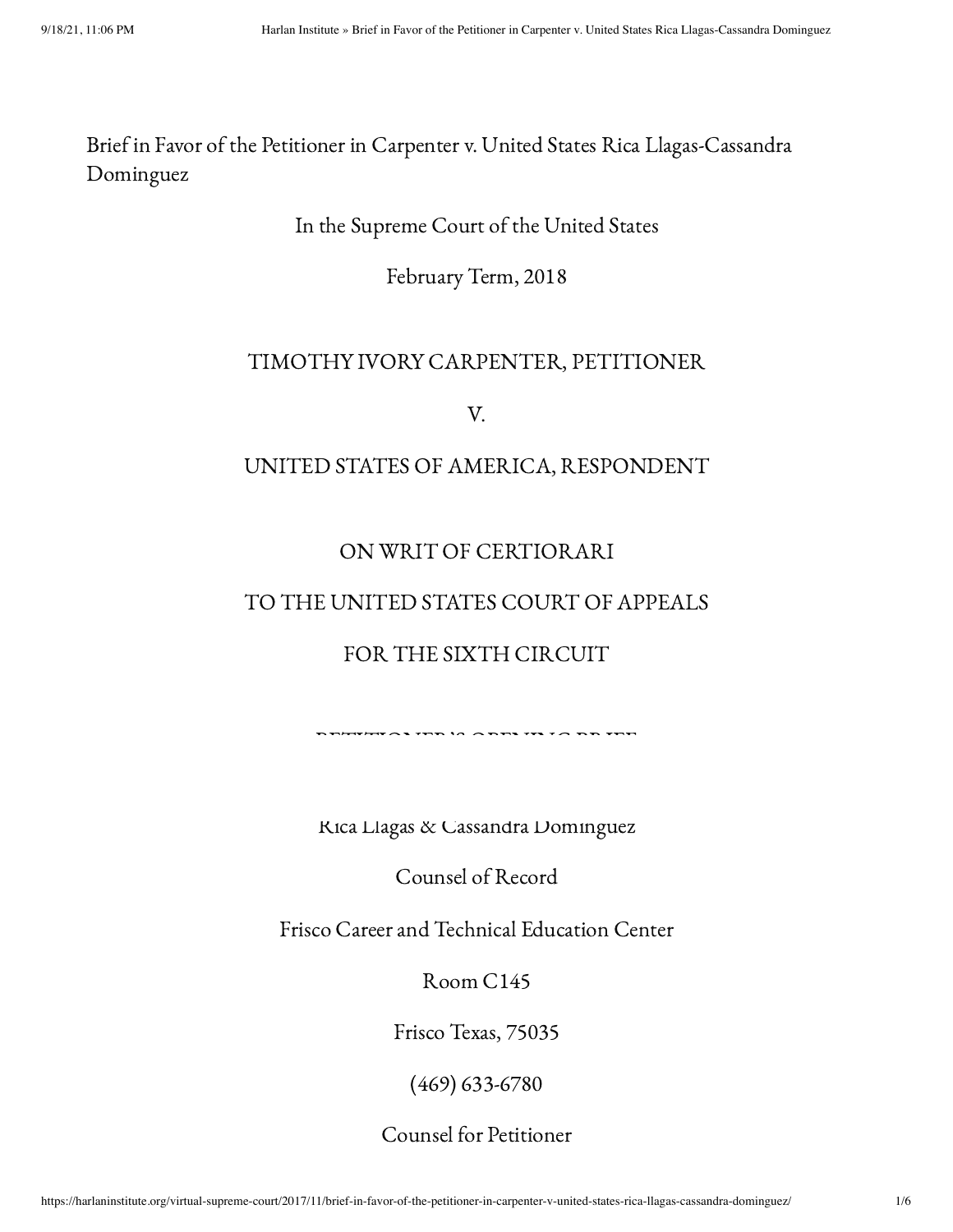# Brief in Favor of the Petitioner in Carpenter v. United States Rica Llagas-Cassandra Dominguez

In the Supreme Court of the United States

February Term, 2018

TIMOTHY IVORY CARPENTER, PETITIONER

V.

UNITED STATES OF AMERICA, RESPONDENT

ON WRIT OF CERTIORARI

TO THE UNITED STATES COURT OF APPEALS

FOR THE SIXTH CIRCUIT

PETITIONER'S OPENING BRIEF

Rica Llagas & Cassandra Dominguez

Counsel of Record

Frisco Career and Technical Education Center

Room C145

Frisco Texas, 75035

(469) 633-6780

Counsel for Petitioner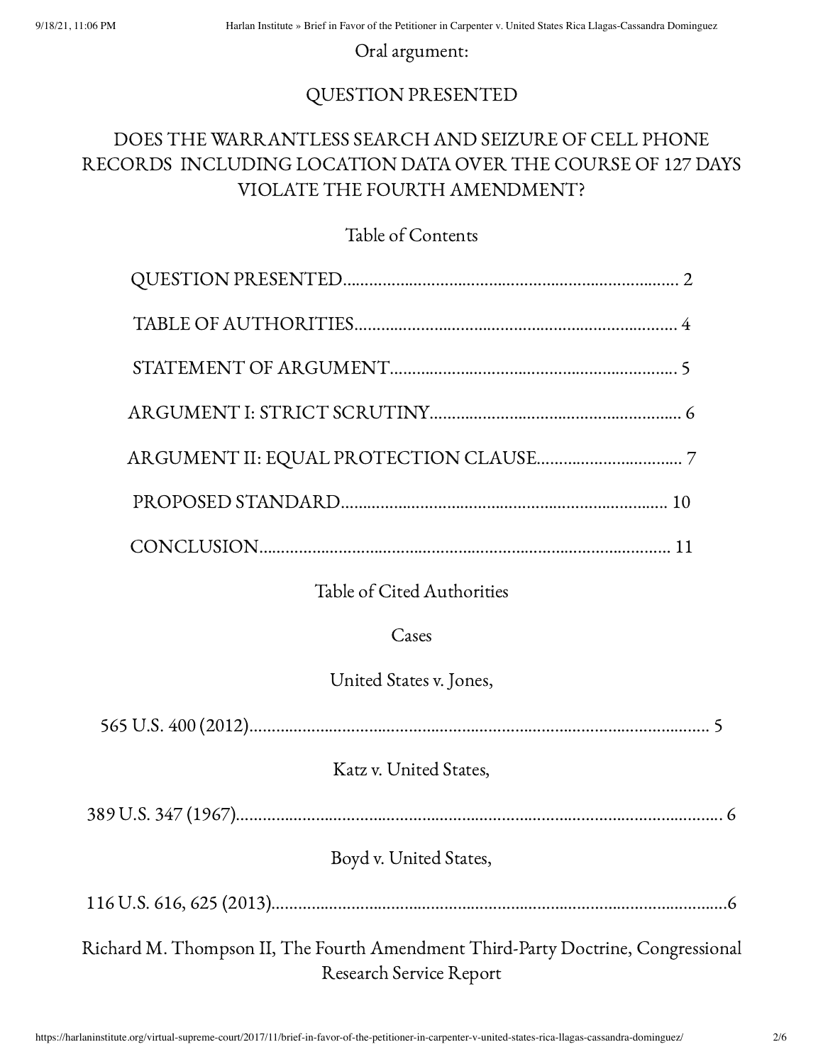Oral argument:

## QUESTION PRESENTED

## DOES THE WARRANTLESS SEARCH AND SEIZURE OF CELL PHONE RECORDS INCLUDING LOCATION DATA OVER THE COURSE OF 127 DAYS VIOLATE THE FOURTH AMENDMENT?

Table of Contents

QUESTION PRESENTED.......................................................................... 2

TABLE OF AUTHORITIES...................................................................... 4

STATEMENT OF ARGUMENT.............................................................. 5

ARGUMENT I: STRICT SCRUTINY....................................................... 6

ARGUMENT II: EQUAL PROTECTION CLAUSE................................ 7

PROPOSED STANDARD......................................................................... 10

CONCLUSION........................................................................................... 11

Table of Cited Authorities

Cases

United States v. Jones,

565 U.S. 400 (2012)...................................................................................................... 5

Katz v. United States,

389 U.S. 347 (1967)........................................................................................................ 6

Boyd v. United States,

116 U.S. 616, 625 (2013).....................................................................................................6

Richard M. Thompson II, The Fourth Amendment Third-Party Doctrine, Congressional Research Service Report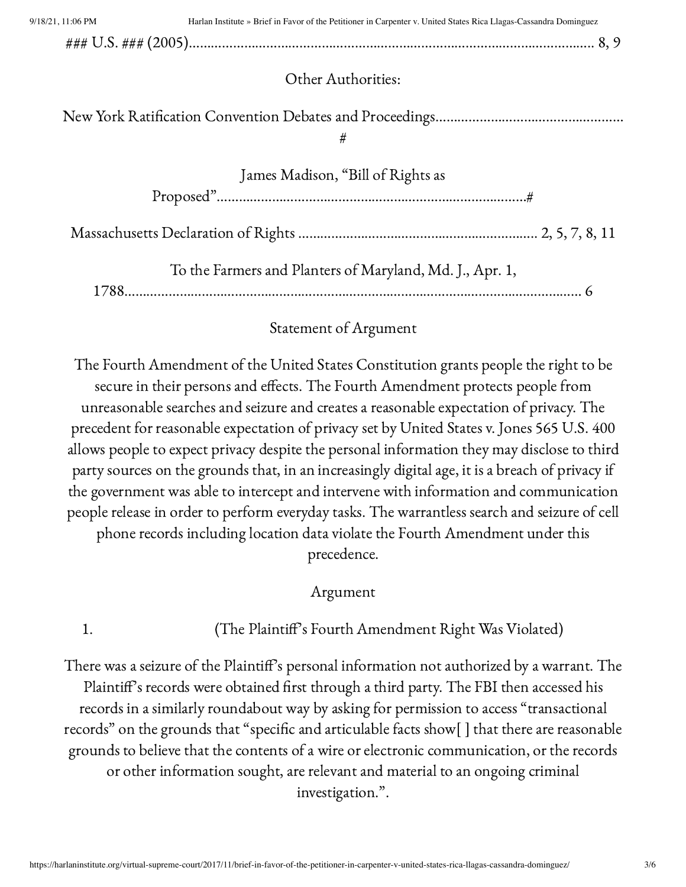### U.S. ### (2005)............................................................................................................ 8, 9

Other Authorities:

New York Ratification Convention Debates and Proceedings.................................................. #

James Madison, "Bill of Rights as Proposed"...................................................................................#

Massachusetts Declaration of Rights ................................................................ 2, 5, 7, 8, 11

To the Farmers and Planters of Maryland, Md. J., Apr. 1, 1788............................................................................................................................ 6

## Statement of Argument

The Fourth Amendment of the United States Constitution grants people the right to be secure in their persons and effects. The Fourth Amendment protects people from unreasonable searches and seizure and creates a reasonable expectation of privacy. The precedent for reasonable expectation of privacy set by United States v. Jones 565 U.S. 400 allows people to expect privacy despite the personal information they may disclose to third party sources on the grounds that, in an increasingly digital age, it is a breach of privacy if the government was able to intercept and intervene with information and communication people release in order to perform everyday tasks. The warrantless search and seizure of cell phone records including location data violate the Fourth Amendment under this precedence.

## Argument

1. (The Plaintiff's Fourth Amendment Right Was Violated)

There was a seizure of the Plaintiff's personal information not authorized by a warrant. The Plaintiff's records were obtained first through a third party. The FBI then accessed his records in a similarly roundabout way by asking for permission to access "transactional records" on the grounds that "specific and articulable facts show[ ] that there are reasonable grounds to believe that the contents of a wire or electronic communication, or the records or other information sought, are relevant and material to an ongoing criminal investigation.".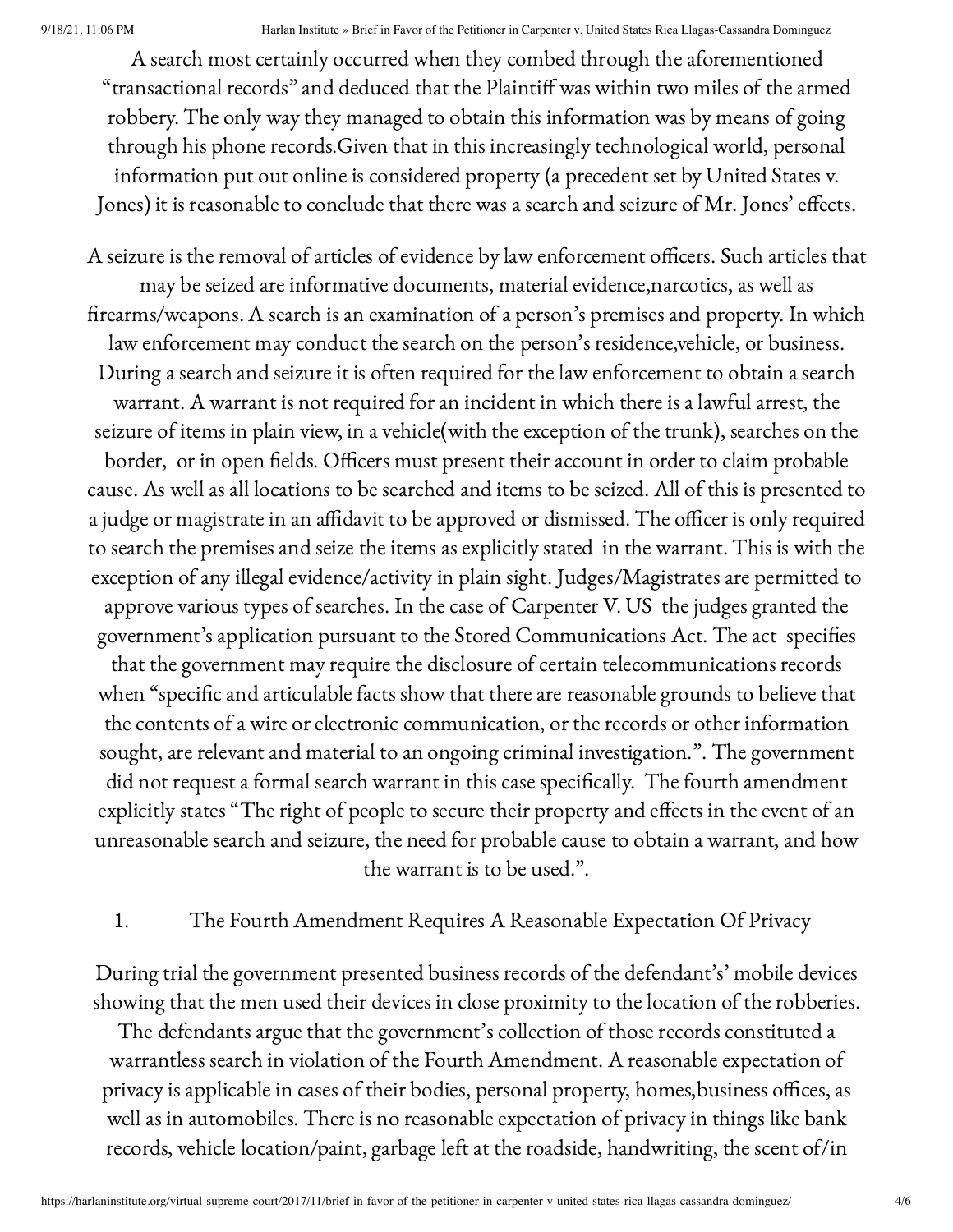A search most certainly occurred when they combed through the aforementioned "transactional records" and deduced that the Plaintiff was within two miles of the armed robbery. The only way they managed to obtain this information was by means of going through his phone records.Given that in this increasingly technological world, personal information put out online is considered property (a precedent set by United States v. Jones) it is reasonable to conclude that there was a search and seizure of Mr. Jones' effects.

A seizure is the removal of articles of evidence by law enforcement officers. Such articles that may be seized are informative documents, material evidence,narcotics, as well as firearms/weapons. A search is an examination of a person's premises and property. In which law enforcement may conduct the search on the person's residence,vehicle, or business. During a search and seizure it is often required for the law enforcement to obtain a search warrant. A warrant is not required for an incident in which there is a lawful arrest, the seizure of items in plain view, in a vehicle(with the exception of the trunk), searches on the border, or in open fields. Officers must present their account in order to claim probable cause. As well as all locations to be searched and items to be seized. All of this is presented to a judge or magistrate in an affidavit to be approved or dismissed. The officer is only required to search the premises and seize the items as explicitly stated in the warrant. This is with the exception of any illegal evidence/activity in plain sight. Judges/Magistrates are permitted to approve various types of searches. In the case of Carpenter V. US the judges granted the government's application pursuant to the Stored Communications Act. The act specifies that the government may require the disclosure of certain telecommunications records when "specific and articulable facts show that there are reasonable grounds to believe that the contents of a wire or electronic communication, or the records or other information sought, are relevant and material to an ongoing criminal investigation.". The government did not request a formal search warrant in this case specifically. The fourth amendment explicitly states "The right of people to secure their property and effects in the event of an unreasonable search and seizure, the need for probable cause to obtain a warrant, and how the warrant is to be used.".

1. The Fourth Amendment Requires A Reasonable Expectation Of Privacy

During trial the government presented business records of the defendant's' mobile devices showing that the men used their devices in close proximity to the location of the robberies. The defendants argue that the government's collection of those records constituted a warrantless search in violation of the Fourth Amendment. A reasonable expectation of privacy is applicable in cases of their bodies, personal property, homes,business offices, as well as in automobiles. There is no reasonable expectation of privacy in things like bank records, vehicle location/paint, garbage left at the roadside, handwriting, the scent of/in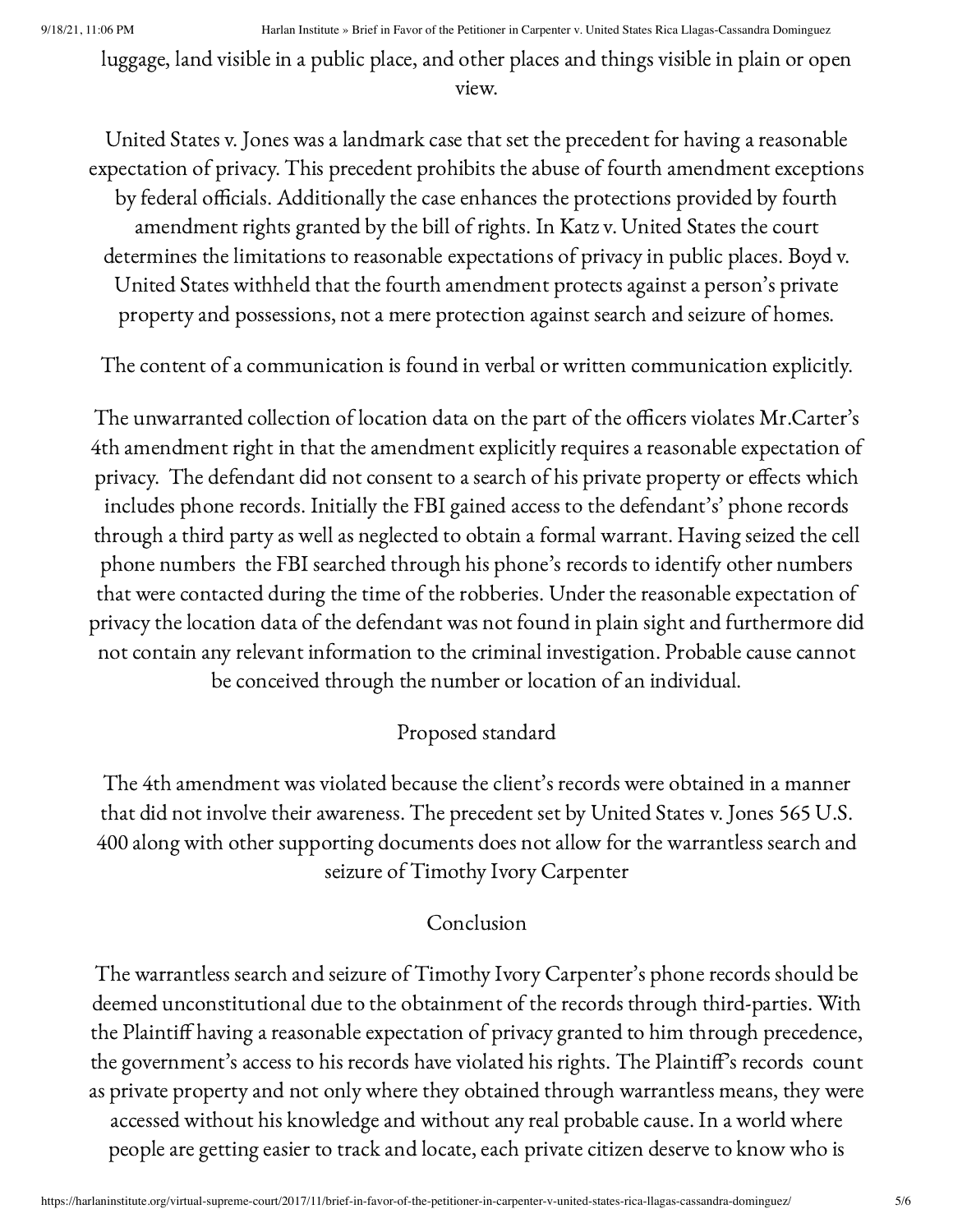luggage, land visible in a public place, and other places and things visible in plain or open view.

United States v. Jones was a landmark case that set the precedent for having a reasonable expectation of privacy. This precedent prohibits the abuse of fourth amendment exceptions by federal officials. Additionally the case enhances the protections provided by fourth amendment rights granted by the bill of rights. In Katz v. United States the court determines the limitations to reasonable expectations of privacy in public places. Boyd v. United States withheld that the fourth amendment protects against a person's private property and possessions, not a mere protection against search and seizure of homes.

The content of a communication is found in verbal or written communication explicitly.

The unwarranted collection of location data on the part of the officers violates Mr.Carter's 4th amendment right in that the amendment explicitly requires a reasonable expectation of privacy. The defendant did not consent to a search of his private property or effects which includes phone records. Initially the FBI gained access to the defendant's' phone records through a third party as well as neglected to obtain a formal warrant. Having seized the cell phone numbers the FBI searched through his phone's records to identify other numbers that were contacted during the time of the robberies. Under the reasonable expectation of privacy the location data of the defendant was not found in plain sight and furthermore did not contain any relevant information to the criminal investigation. Probable cause cannot be conceived through the number or location of an individual.

## Proposed standard

The 4th amendment was violated because the client's records were obtained in a manner that did not involve their awareness. The precedent set by United States v. Jones 565 U.S. 400 along with other supporting documents does not allow for the warrantless search and seizure of Timothy Ivory Carpenter

## Conclusion

The warrantless search and seizure of Timothy Ivory Carpenter's phone records should be deemed unconstitutional due to the obtainment of the records through third-parties. With the Plaintiff having a reasonable expectation of privacy granted to him through precedence, the government's access to his records have violated his rights. The Plaintiff's records count as private property and not only where they obtained through warrantless means, they were accessed without his knowledge and without any real probable cause. In a world where people are getting easier to track and locate, each private citizen deserve to know who is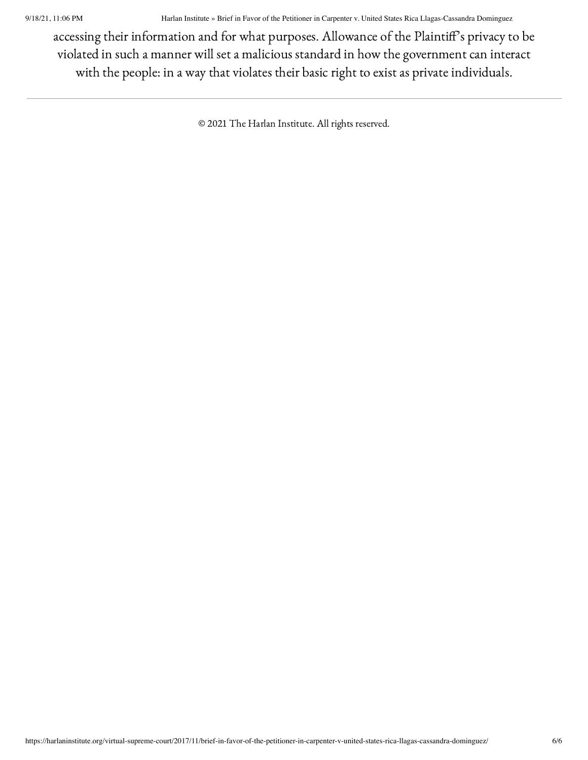accessing their information and for what purposes. Allowance of the Plaintiff's privacy to be violated in such a manner will set a malicious standard in how the government can interact with the people: in a way that violates their basic right to exist as private individuals.

---

© 2021 The Harlan Institute. All rights reserved.